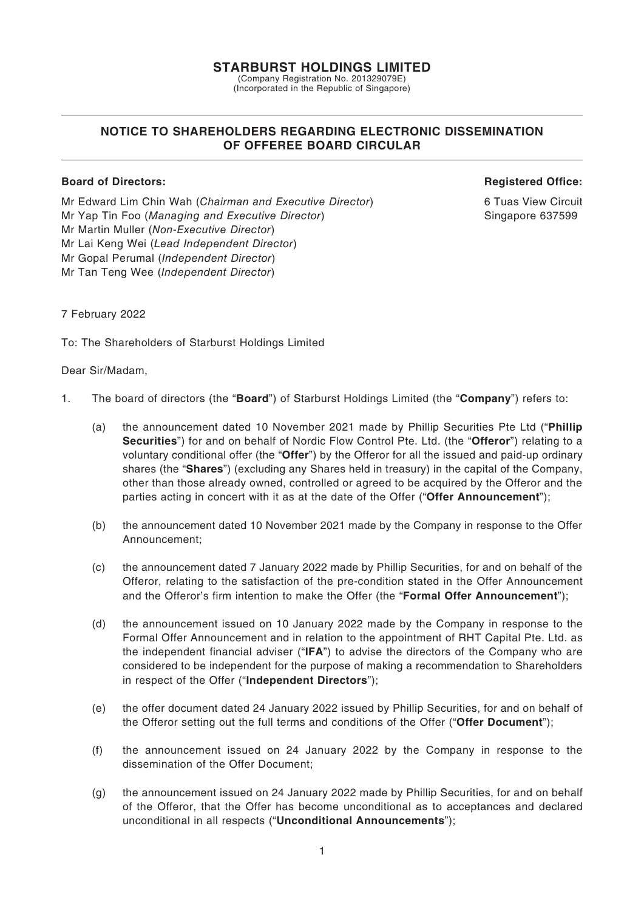# STARBURST HOLDINGS LIMITED

(Company Registration No. 201329079E)
(Incorporated in the Republic of Singapore)

## NOTICE TO SHAREHOLDERS REGARDING ELECTRONIC DISSEMINATION OF OFFEREE BOARD CIRCULAR

**Board of Directors:**

Mr Edward Lim Chin Wah (*Chairman and Executive Director*)
Mr Yap Tin Foo (*Managing and Executive Director*)
Mr Martin Muller (*Non-Executive Director*)
Mr Lai Keng Wei (*Lead Independent Director*)
Mr Gopal Perumal (*Independent Director*)
Mr Tan Teng Wee (*Independent Director*)

**Registered Office:**

6 Tuas View Circuit
Singapore 637599

7 February 2022

To: The Shareholders of Starburst Holdings Limited

Dear Sir/Madam,

1. The board of directors (the "**Board**") of Starburst Holdings Limited (the "**Company**") refers to:

   (a) the announcement dated 10 November 2021 made by Phillip Securities Pte Ltd ("**Phillip Securities**") for and on behalf of Nordic Flow Control Pte. Ltd. (the "**Offeror**") relating to a voluntary conditional offer (the "**Offer**") by the Offeror for all the issued and paid-up ordinary shares (the "**Shares**") (excluding any Shares held in treasury) in the capital of the Company, other than those already owned, controlled or agreed to be acquired by the Offeror and the parties acting in concert with it as at the date of the Offer ("**Offer Announcement**");

   (b) the announcement dated 10 November 2021 made by the Company in response to the Offer Announcement;

   (c) the announcement dated 7 January 2022 made by Phillip Securities, for and on behalf of the Offeror, relating to the satisfaction of the pre-condition stated in the Offer Announcement and the Offeror's firm intention to make the Offer (the "**Formal Offer Announcement**");

   (d) the announcement issued on 10 January 2022 made by the Company in response to the Formal Offer Announcement and in relation to the appointment of RHT Capital Pte. Ltd. as the independent financial adviser ("**IFA**") to advise the directors of the Company who are considered to be independent for the purpose of making a recommendation to Shareholders in respect of the Offer ("**Independent Directors**");

   (e) the offer document dated 24 January 2022 issued by Phillip Securities, for and on behalf of the Offeror setting out the full terms and conditions of the Offer ("**Offer Document**");

   (f) the announcement issued on 24 January 2022 by the Company in response to the dissemination of the Offer Document;

   (g) the announcement issued on 24 January 2022 made by Phillip Securities, for and on behalf of the Offeror, that the Offer has become unconditional as to acceptances and declared unconditional in all respects ("**Unconditional Announcements**");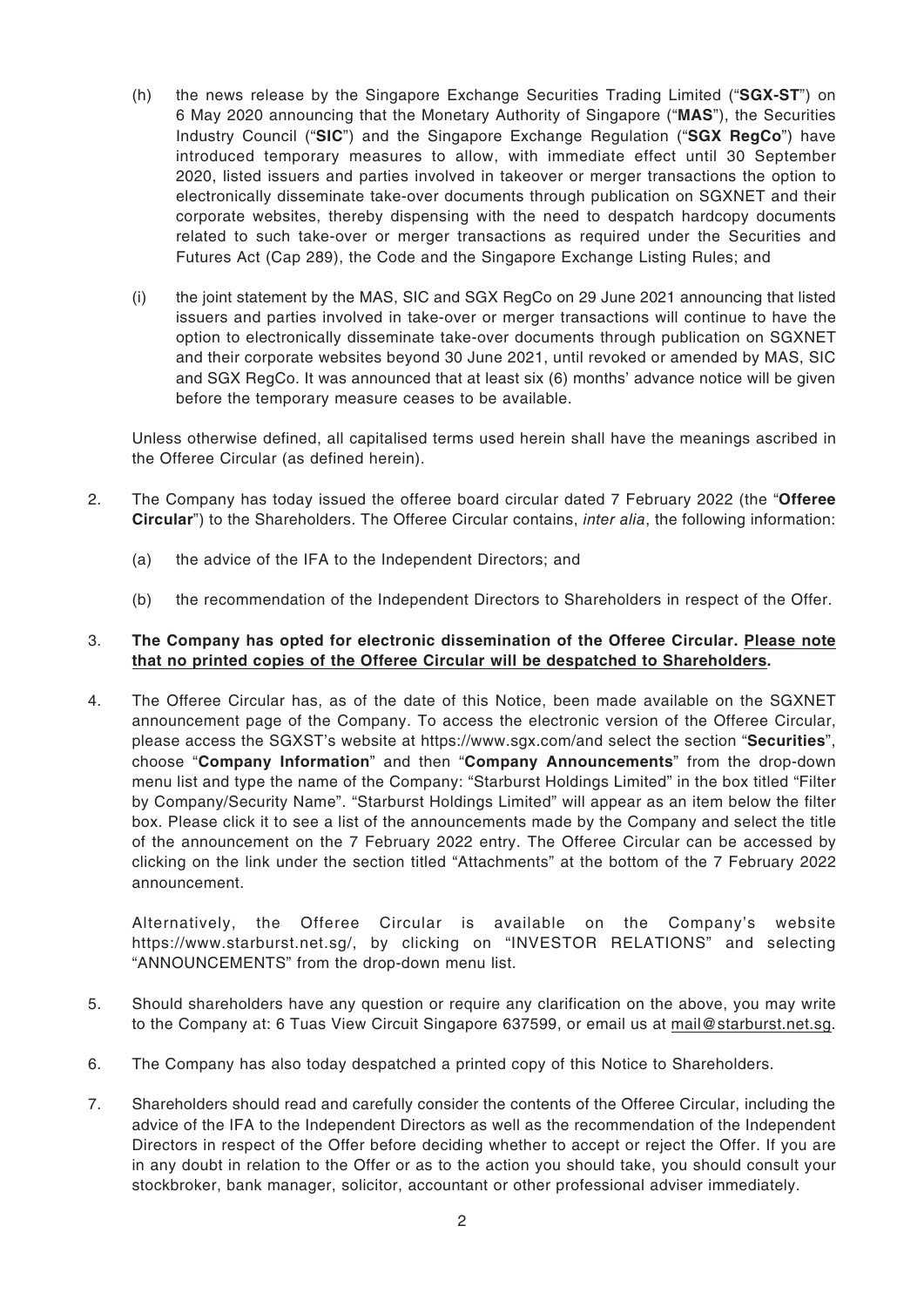(h) the news release by the Singapore Exchange Securities Trading Limited ("**SGX-ST**") on 6 May 2020 announcing that the Monetary Authority of Singapore ("**MAS**"), the Securities Industry Council ("**SIC**") and the Singapore Exchange Regulation ("**SGX RegCo**") have introduced temporary measures to allow, with immediate effect until 30 September 2020, listed issuers and parties involved in takeover or merger transactions the option to electronically disseminate take-over documents through publication on SGXNET and their corporate websites, thereby dispensing with the need to despatch hardcopy documents related to such take-over or merger transactions as required under the Securities and Futures Act (Cap 289), the Code and the Singapore Exchange Listing Rules; and

(i) the joint statement by the MAS, SIC and SGX RegCo on 29 June 2021 announcing that listed issuers and parties involved in take-over or merger transactions will continue to have the option to electronically disseminate take-over documents through publication on SGXNET and their corporate websites beyond 30 June 2021, until revoked or amended by MAS, SIC and SGX RegCo. It was announced that at least six (6) months' advance notice will be given before the temporary measure ceases to be available.

Unless otherwise defined, all capitalised terms used herein shall have the meanings ascribed in the Offeree Circular (as defined herein).

2. The Company has today issued the offeree board circular dated 7 February 2022 (the "**Offeree Circular**") to the Shareholders. The Offeree Circular contains, *inter alia*, the following information:

   (a) the advice of the IFA to the Independent Directors; and

   (b) the recommendation of the Independent Directors to Shareholders in respect of the Offer.

3. **The Company has opted for electronic dissemination of the Offeree Circular. <u>Please note that no printed copies of the Offeree Circular will be despatched to Shareholders</u>.**

4. The Offeree Circular has, as of the date of this Notice, been made available on the SGXNET announcement page of the Company. To access the electronic version of the Offeree Circular, please access the SGXST's website at https://www.sgx.com/and select the section "**Securities**", choose "**Company Information**" and then "**Company Announcements**" from the drop-down menu list and type the name of the Company: "Starburst Holdings Limited" in the box titled "Filter by Company/Security Name". "Starburst Holdings Limited" will appear as an item below the filter box. Please click it to see a list of the announcements made by the Company and select the title of the announcement on the 7 February 2022 entry. The Offeree Circular can be accessed by clicking on the link under the section titled "Attachments" at the bottom of the 7 February 2022 announcement.

   Alternatively, the Offeree Circular is available on the Company's website https://www.starburst.net.sg/, by clicking on "INVESTOR RELATIONS" and selecting "ANNOUNCEMENTS" from the drop-down menu list.

5. Should shareholders have any question or require any clarification on the above, you may write to the Company at: 6 Tuas View Circuit Singapore 637599, or email us at <u>mail@starburst.net.sg</u>.

6. The Company has also today despatched a printed copy of this Notice to Shareholders.

7. Shareholders should read and carefully consider the contents of the Offeree Circular, including the advice of the IFA to the Independent Directors as well as the recommendation of the Independent Directors in respect of the Offer before deciding whether to accept or reject the Offer. If you are in any doubt in relation to the Offer or as to the action you should take, you should consult your stockbroker, bank manager, solicitor, accountant or other professional adviser immediately.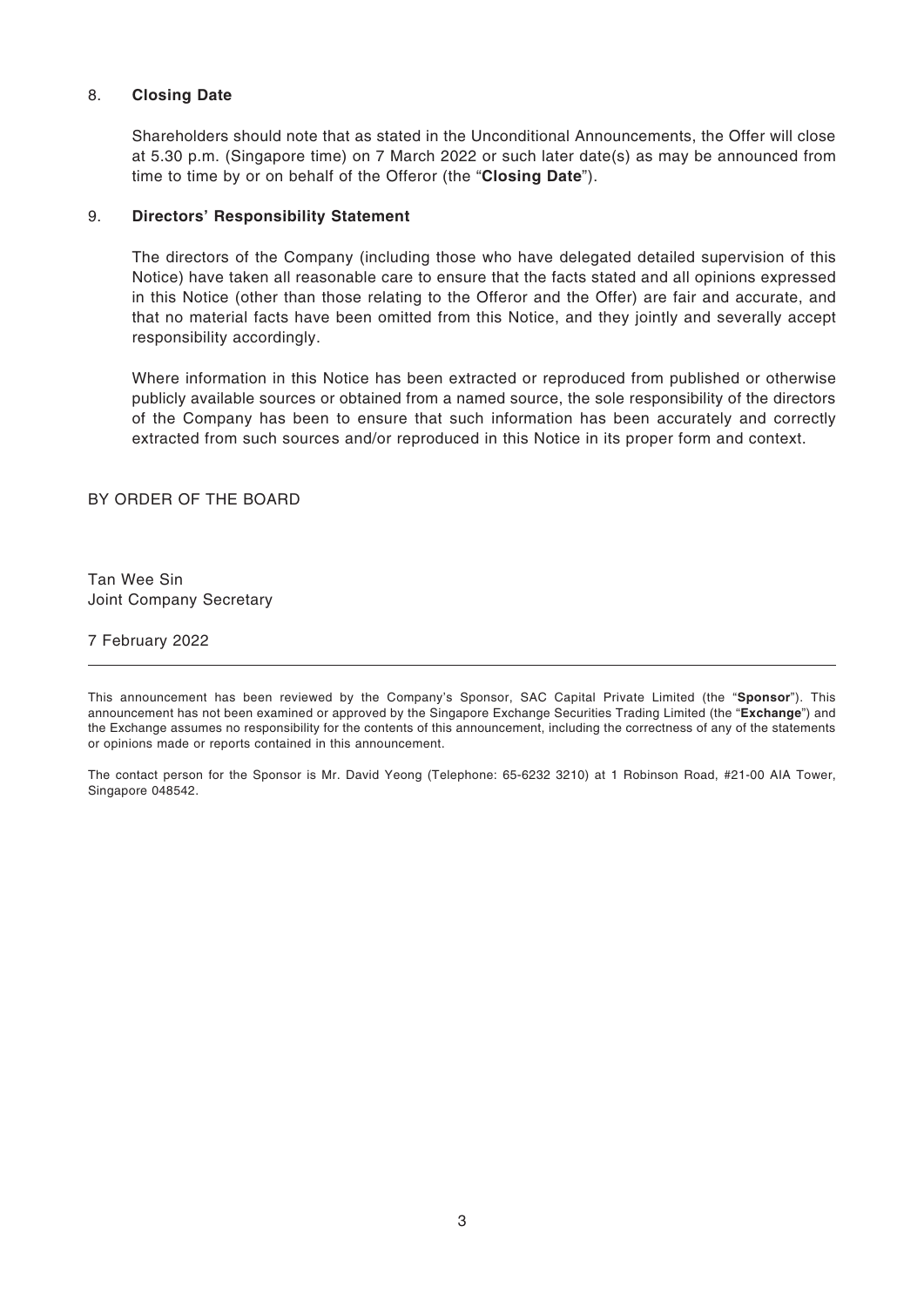### 8. **Closing Date**

Shareholders should note that as stated in the Unconditional Announcements, the Offer will close at 5.30 p.m. (Singapore time) on 7 March 2022 or such later date(s) as may be announced from time to time by or on behalf of the Offeror (the "**Closing Date**").

### 9. **Directors' Responsibility Statement**

The directors of the Company (including those who have delegated detailed supervision of this Notice) have taken all reasonable care to ensure that the facts stated and all opinions expressed in this Notice (other than those relating to the Offeror and the Offer) are fair and accurate, and that no material facts have been omitted from this Notice, and they jointly and severally accept responsibility accordingly.

Where information in this Notice has been extracted or reproduced from published or otherwise publicly available sources or obtained from a named source, the sole responsibility of the directors of the Company has been to ensure that such information has been accurately and correctly extracted from such sources and/or reproduced in this Notice in its proper form and context.

BY ORDER OF THE BOARD

Tan Wee Sin
Joint Company Secretary

7 February 2022

---

This announcement has been reviewed by the Company's Sponsor, SAC Capital Private Limited (the "**Sponsor**"). This announcement has not been examined or approved by the Singapore Exchange Securities Trading Limited (the "**Exchange**") and the Exchange assumes no responsibility for the contents of this announcement, including the correctness of any of the statements or opinions made or reports contained in this announcement.

The contact person for the Sponsor is Mr. David Yeong (Telephone: 65-6232 3210) at 1 Robinson Road, #21-00 AIA Tower, Singapore 048542.